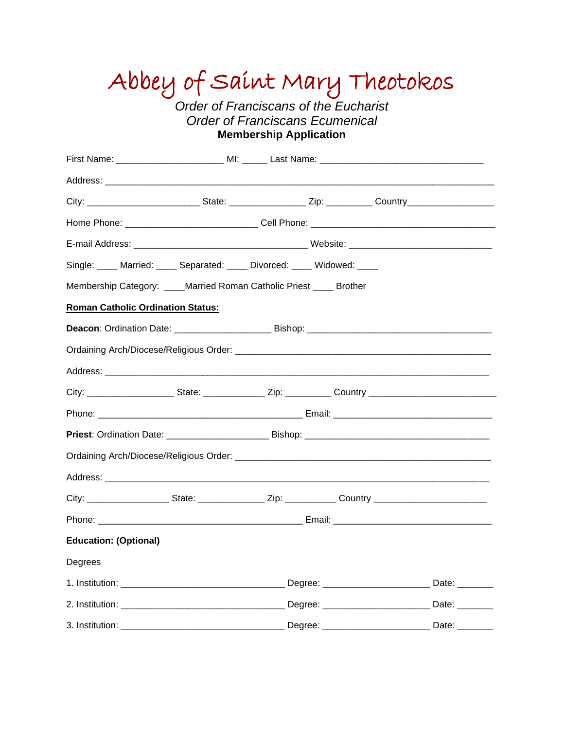# Abbey of Saint Mary Theotokos

*Order of Franciscans of the Eucharist*
*Order of Franciscans Ecumenical*
**Membership Application**

First Name: ____________________ MI: _____ Last Name: ______________________________

Address: ________________________________________________________________________

City: _____________________ State: ______________ Zip: ________ Country________________

Home Phone: ________________________ Cell Phone: __________________________________

E-mail Address: ________________________________ Website: __________________________

Single: ____ Married: ____ Separated: ____ Divorced: ____ Widowed: ____

Membership Category: ____Married Roman Catholic Priest ____ Brother

**<u>Roman Catholic Ordination Status:</u>**

**Deacon**: Ordination Date: __________________ Bishop: __________________________________

Ordaining Arch/Diocese/Religious Order: _______________________________________________

Address: ________________________________________________________________________

City: ________________ State: ___________ Zip: ________ Country ________________________

Phone: ______________________________________ Email: _____________________________

**Priest**: Ordination Date: ___________________ Bishop: __________________________________

Ordaining Arch/Diocese/Religious Order: _______________________________________________

Address: ________________________________________________________________________

City: _______________ State: ____________ Zip: _________ Country _____________________

Phone: ______________________________________ Email: _____________________________

**Education: (Optional)**

Degrees

1. Institution: ______________________________ Degree: ____________________ Date: _______

2. Institution: ______________________________ Degree: ____________________ Date: _______

3. Institution: ______________________________ Degree: ____________________ Date: _______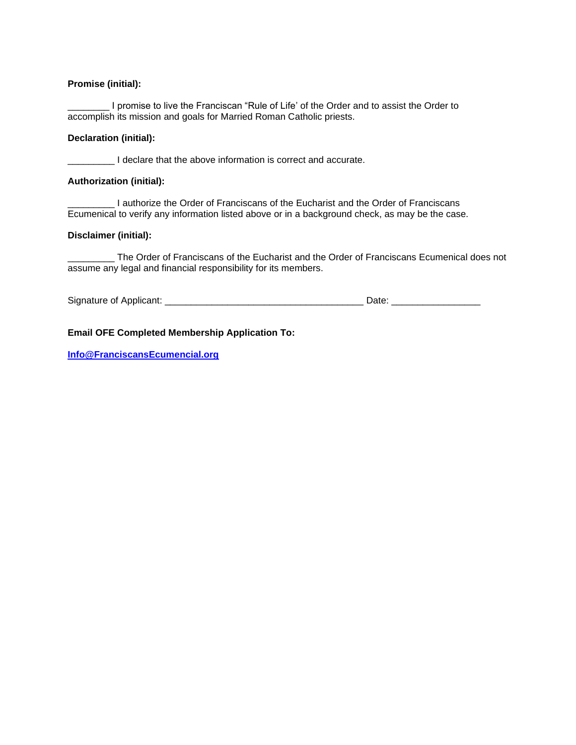**Promise (initial):**

________ I promise to live the Franciscan "Rule of Life' of the Order and to assist the Order to accomplish its mission and goals for Married Roman Catholic priests.

**Declaration (initial):**

_________ I declare that the above information is correct and accurate.

**Authorization (initial):**

_________ I authorize the Order of Franciscans of the Eucharist and the Order of Franciscans Ecumenical to verify any information listed above or in a background check, as may be the case.

**Disclaimer (initial):**

_________ The Order of Franciscans of the Eucharist and the Order of Franciscans Ecumenical does not assume any legal and financial responsibility for its members.

Signature of Applicant: ______________________________________ Date: _________________

**Email OFE Completed Membership Application To:**

**Info@FranciscansEcumencial.org**